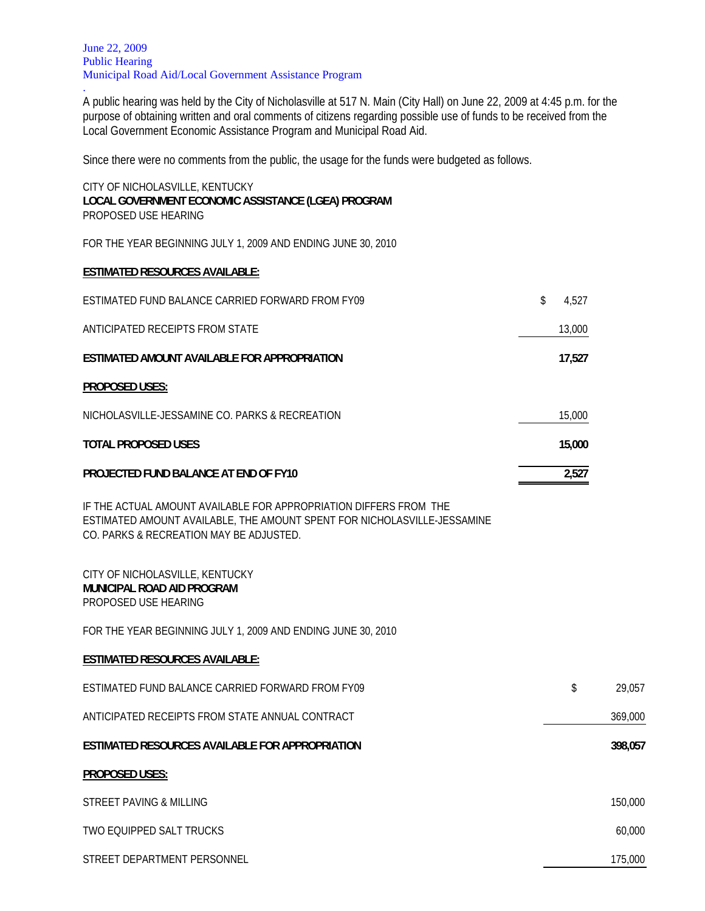June 22, 2009
Public Hearing
Municipal Road Aid/Local Government Assistance Program

A public hearing was held by the City of Nicholasville at 517 N. Main (City Hall) on June 22, 2009 at 4:45 p.m. for the purpose of obtaining written and oral comments of citizens regarding possible use of funds to be received from the Local Government Economic Assistance Program and Municipal Road Aid.

Since there were no comments from the public, the usage for the funds were budgeted as follows.

CITY OF NICHOLASVILLE, KENTUCKY
**LOCAL GOVERNMENT ECONOMIC ASSISTANCE (LGEA) PROGRAM**
PROPOSED USE HEARING

FOR THE YEAR BEGINNING JULY 1, 2009 AND ENDING JUNE 30, 2010

| | |
|---|---|
| **ESTIMATED RESOURCES AVAILABLE:** | |
| ESTIMATED FUND BALANCE CARRIED FORWARD FROM FY09 | $ 4,527 |
| ANTICIPATED RECEIPTS FROM STATE | 13,000 |
| **ESTIMATED AMOUNT AVAILABLE FOR APPROPRIATION** | **17,527** |
| **PROPOSED USES:** | |
| NICHOLASVILLE-JESSAMINE CO. PARKS & RECREATION | 15,000 |
| **TOTAL PROPOSED USES** | **15,000** |
| **PROJECTED FUND BALANCE AT END OF FY10** | **2,527** |

IF THE ACTUAL AMOUNT AVAILABLE FOR APPROPRIATION DIFFERS FROM THE ESTIMATED AMOUNT AVAILABLE, THE AMOUNT SPENT FOR NICHOLASVILLE-JESSAMINE CO. PARKS & RECREATION MAY BE ADJUSTED.

CITY OF NICHOLASVILLE, KENTUCKY
**MUNICIPAL ROAD AID PROGRAM**
PROPOSED USE HEARING

FOR THE YEAR BEGINNING JULY 1, 2009 AND ENDING JUNE 30, 2010

| | |
|---|---|
| **ESTIMATED RESOURCES AVAILABLE:** | |
| ESTIMATED FUND BALANCE CARRIED FORWARD FROM FY09 | $ 29,057 |
| ANTICIPATED RECEIPTS FROM STATE ANNUAL CONTRACT | 369,000 |
| **ESTIMATED RESOURCES AVAILABLE FOR APPROPRIATION** | **398,057** |
| **PROPOSED USES:** | |
| STREET PAVING & MILLING | 150,000 |
| TWO EQUIPPED SALT TRUCKS | 60,000 |
| STREET DEPARTMENT PERSONNEL | 175,000 |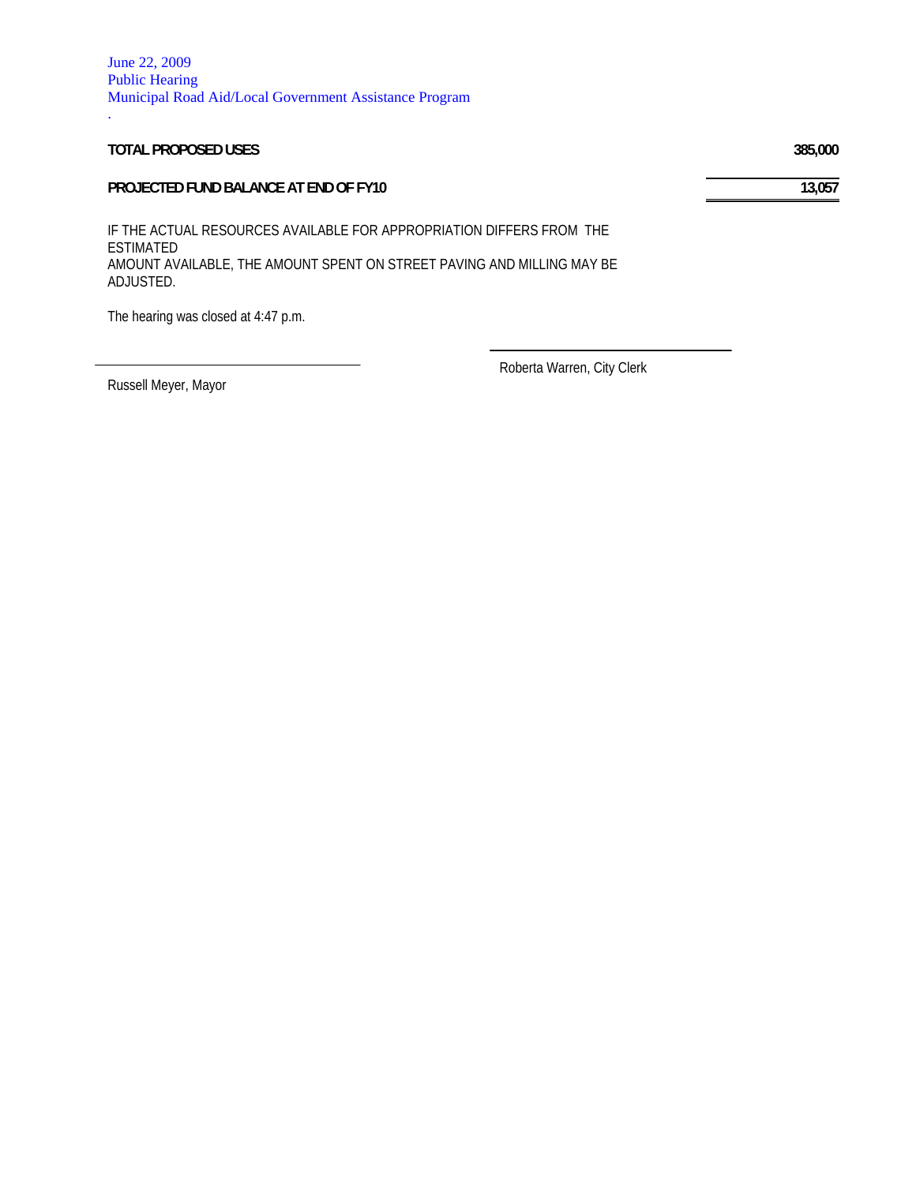June 22, 2009
Public Hearing
Municipal Road Aid/Local Government Assistance Program
.

| | |
|---|---|
| **TOTAL PROPOSED USES** | **385,000** |
| **PROJECTED FUND BALANCE AT END OF FY10** | **13,057** |

IF THE ACTUAL RESOURCES AVAILABLE FOR APPROPRIATION DIFFERS FROM THE ESTIMATED
AMOUNT AVAILABLE, THE AMOUNT SPENT ON STREET PAVING AND MILLING MAY BE ADJUSTED.

The hearing was closed at 4:47 p.m.

Russell Meyer, Mayor

Roberta Warren, City Clerk